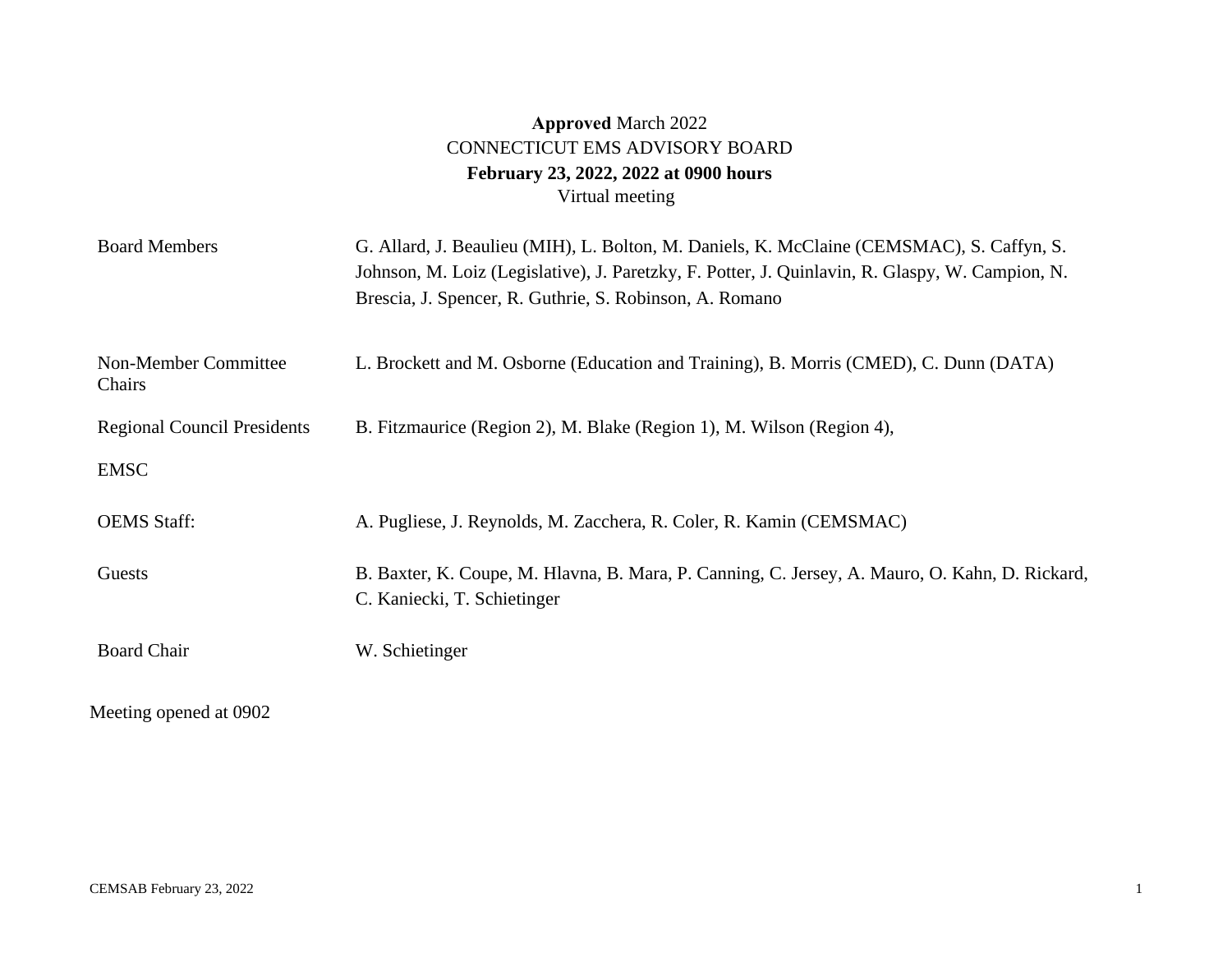**Approved** March 2022
CONNECTICUT EMS ADVISORY BOARD
**February 23, 2022, 2022 at 0900 hours**
Virtual meeting

| | |
|---|---|
| Board Members | G. Allard, J. Beaulieu (MIH), L. Bolton, M. Daniels, K. McClaine (CEMSMAC), S. Caffyn, S. Johnson, M. Loiz (Legislative), J. Paretzky, F. Potter, J. Quinlavin, R. Glaspy, W. Campion, N. Brescia, J. Spencer, R. Guthrie, S. Robinson, A. Romano |
| Non-Member Committee Chairs | L. Brockett and M. Osborne (Education and Training), B. Morris (CMED), C. Dunn (DATA) |
| Regional Council Presidents | B. Fitzmaurice (Region 2), M. Blake (Region 1), M. Wilson (Region 4), |
| EMSC | |
| OEMS Staff: | A. Pugliese, J. Reynolds, M. Zacchera, R. Coler, R. Kamin (CEMSMAC) |
| Guests | B. Baxter, K. Coupe, M. Hlavna, B. Mara, P. Canning, C. Jersey, A. Mauro, O. Kahn, D. Rickard, C. Kaniecki, T. Schietinger |
| Board Chair | W. Schietinger |

Meeting opened at 0902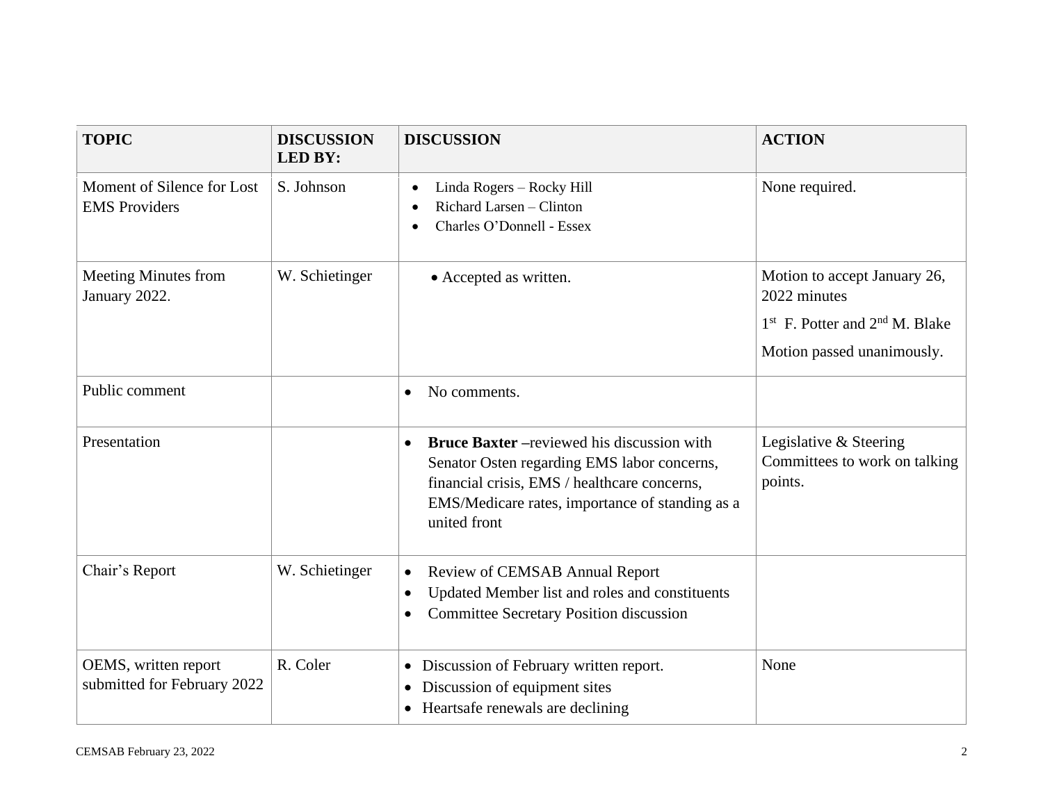| TOPIC | DISCUSSION LED BY: | DISCUSSION | ACTION |
|---|---|---|---|
| Moment of Silence for Lost EMS Providers | S. Johnson | • Linda Rogers – Rocky Hill<br>• Richard Larsen – Clinton<br>• Charles O'Donnell - Essex | None required. |
| Meeting Minutes from January 2022. | W. Schietinger | • Accepted as written. | Motion to accept January 26, 2022 minutes<br>1st F. Potter and 2nd M. Blake<br>Motion passed unanimously. |
| Public comment | | • No comments. | |
| Presentation | | • **Bruce Baxter** –reviewed his discussion with Senator Osten regarding EMS labor concerns, financial crisis, EMS / healthcare concerns, EMS/Medicare rates, importance of standing as a united front | Legislative & Steering Committees to work on talking points. |
| Chair's Report | W. Schietinger | • Review of CEMSAB Annual Report<br>• Updated Member list and roles and constituents<br>• Committee Secretary Position discussion | |
| OEMS, written report submitted for February 2022 | R. Coler | • Discussion of February written report.<br>• Discussion of equipment sites<br>• Heartsafe renewals are declining | None |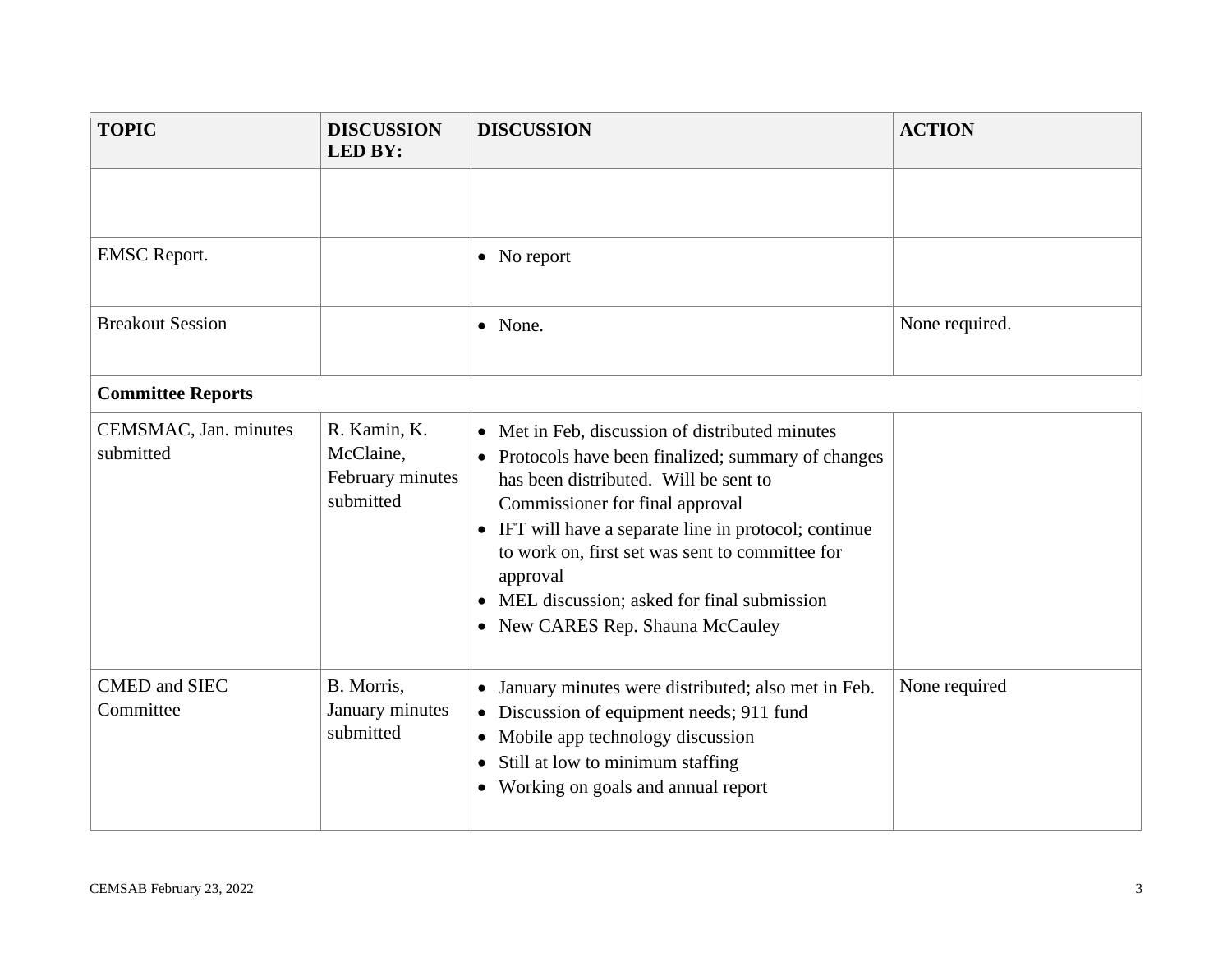| TOPIC | DISCUSSION LED BY: | DISCUSSION | ACTION |
|---|---|---|---|
| | | | |
| EMSC Report. | | • No report | |
| Breakout Session | | • None. | None required. |
| **Committee Reports** | | | |
| CEMSMAC, Jan. minutes submitted | R. Kamin, K. McClaine, February minutes submitted | • Met in Feb, discussion of distributed minutes<br>• Protocols have been finalized; summary of changes has been distributed. Will be sent to Commissioner for final approval<br>• IFT will have a separate line in protocol; continue to work on, first set was sent to committee for approval<br>• MEL discussion; asked for final submission<br>• New CARES Rep. Shauna McCauley | |
| CMED and SIEC Committee | B. Morris, January minutes submitted | • January minutes were distributed; also met in Feb.<br>• Discussion of equipment needs; 911 fund<br>• Mobile app technology discussion<br>• Still at low to minimum staffing<br>• Working on goals and annual report | None required |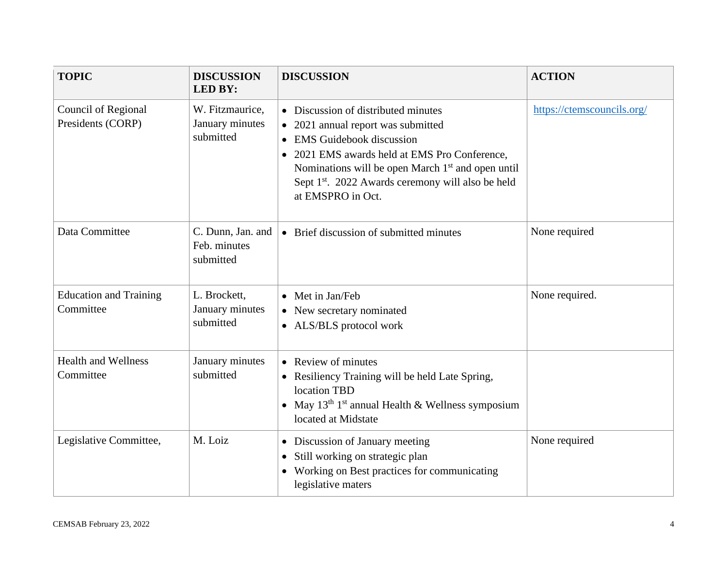| TOPIC | DISCUSSION LED BY: | DISCUSSION | ACTION |
|---|---|---|---|
| Council of Regional Presidents (CORP) | W. Fitzmaurice, January minutes submitted | • Discussion of distributed minutes<br>• 2021 annual report was submitted<br>• EMS Guidebook discussion<br>• 2021 EMS awards held at EMS Pro Conference, Nominations will be open March 1st and open until Sept 1st. 2022 Awards ceremony will also be held at EMSPRO in Oct. | https://ctemscouncils.org/ |
| Data Committee | C. Dunn, Jan. and Feb. minutes submitted | • Brief discussion of submitted minutes | None required |
| Education and Training Committee | L. Brockett, January minutes submitted | • Met in Jan/Feb<br>• New secretary nominated<br>• ALS/BLS protocol work | None required. |
| Health and Wellness Committee | January minutes submitted | • Review of minutes<br>• Resiliency Training will be held Late Spring, location TBD<br>• May 13th 1st annual Health & Wellness symposium located at Midstate | |
| Legislative Committee, | M. Loiz | • Discussion of January meeting<br>• Still working on strategic plan<br>• Working on Best practices for communicating legislative maters | None required |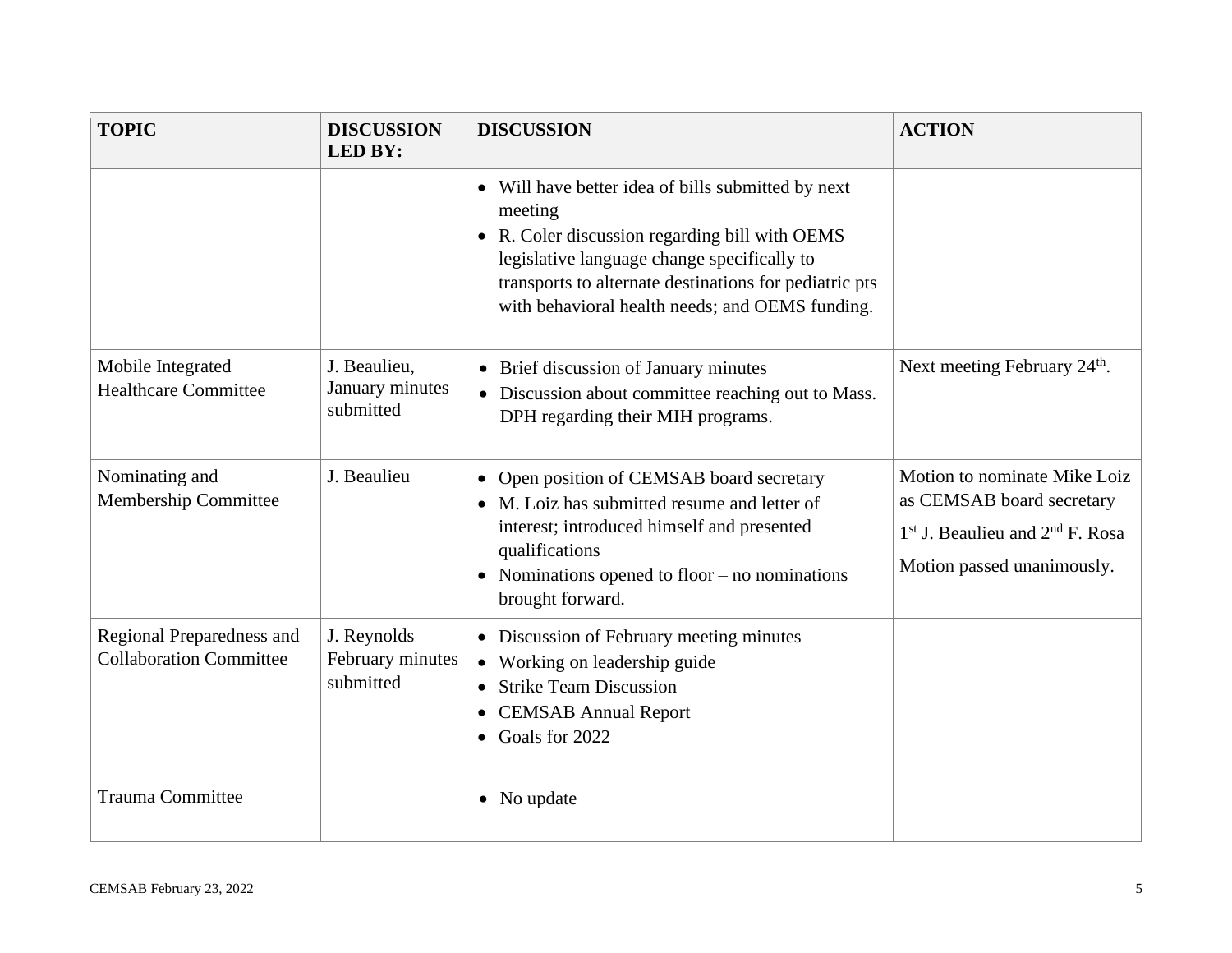| TOPIC | DISCUSSION LED BY: | DISCUSSION | ACTION |
|---|---|---|---|
| | | • Will have better idea of bills submitted by next meeting<br>• R. Coler discussion regarding bill with OEMS legislative language change specifically to transports to alternate destinations for pediatric pts with behavioral health needs; and OEMS funding. | |
| Mobile Integrated Healthcare Committee | J. Beaulieu, January minutes submitted | • Brief discussion of January minutes<br>• Discussion about committee reaching out to Mass. DPH regarding their MIH programs. | Next meeting February 24th. |
| Nominating and Membership Committee | J. Beaulieu | • Open position of CEMSAB board secretary<br>• M. Loiz has submitted resume and letter of interest; introduced himself and presented qualifications<br>• Nominations opened to floor – no nominations brought forward. | Motion to nominate Mike Loiz as CEMSAB board secretary<br>1st J. Beaulieu and 2nd F. Rosa<br>Motion passed unanimously. |
| Regional Preparedness and Collaboration Committee | J. Reynolds February minutes submitted | • Discussion of February meeting minutes<br>• Working on leadership guide<br>• Strike Team Discussion<br>• CEMSAB Annual Report<br>• Goals for 2022 | |
| Trauma Committee | | • No update | |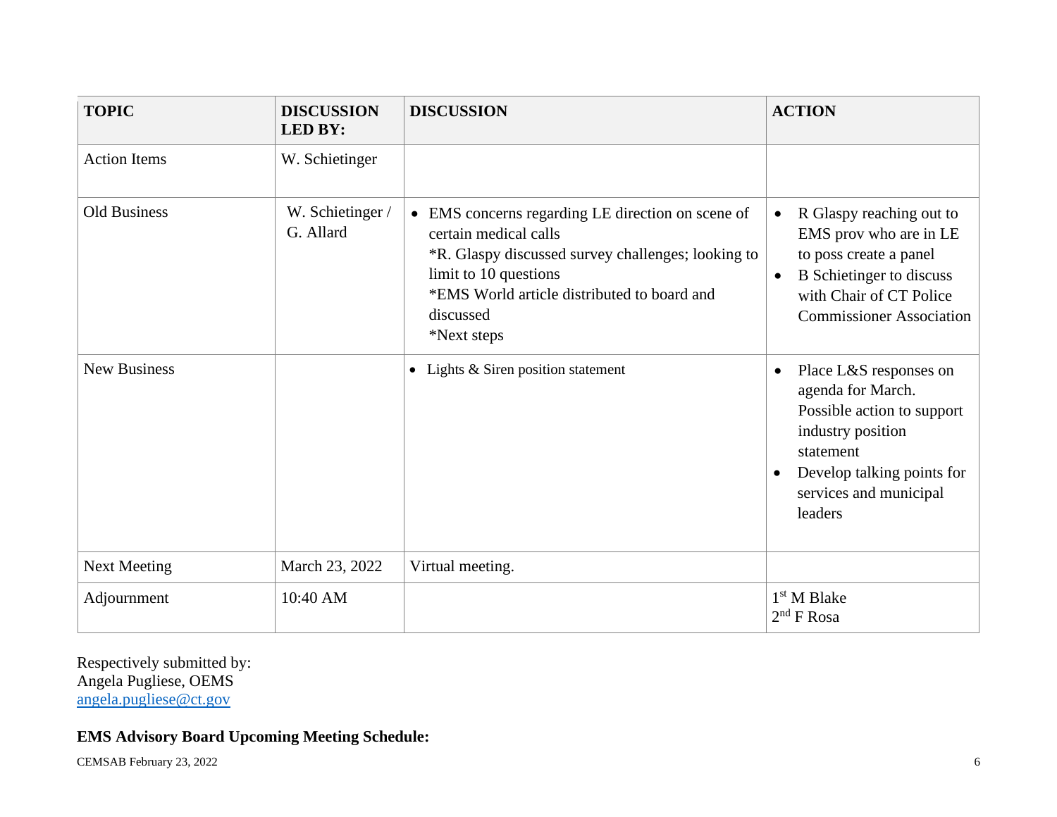| TOPIC | DISCUSSION LED BY: | DISCUSSION | ACTION |
|---|---|---|---|
| Action Items | W. Schietinger | | |
| Old Business | W. Schietinger / G. Allard | • EMS concerns regarding LE direction on scene of certain medical calls<br>*R. Glaspy discussed survey challenges; looking to limit to 10 questions<br>*EMS World article distributed to board and discussed<br>*Next steps | • R Glaspy reaching out to EMS prov who are in LE to poss create a panel<br>• B Schietinger to discuss with Chair of CT Police Commissioner Association |
| New Business | | • Lights & Siren position statement | • Place L&S responses on agenda for March. Possible action to support industry position statement<br>• Develop talking points for services and municipal leaders |
| Next Meeting | March 23, 2022 | Virtual meeting. | |
| Adjournment | 10:40 AM | | 1st M Blake<br>2nd F Rosa |

Respectively submitted by:
Angela Pugliese, OEMS
angela.pugliese@ct.gov

**EMS Advisory Board Upcoming Meeting Schedule:**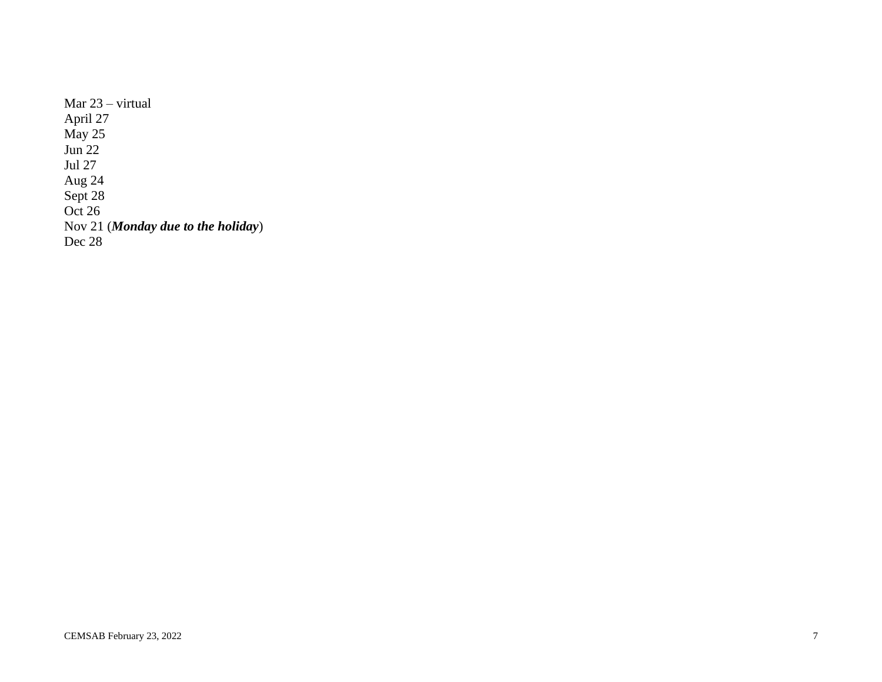Mar 23 – virtual
April 27
May 25
Jun 22
Jul 27
Aug 24
Sept 28
Oct 26
Nov 21 (***Monday due to the holiday***)
Dec 28